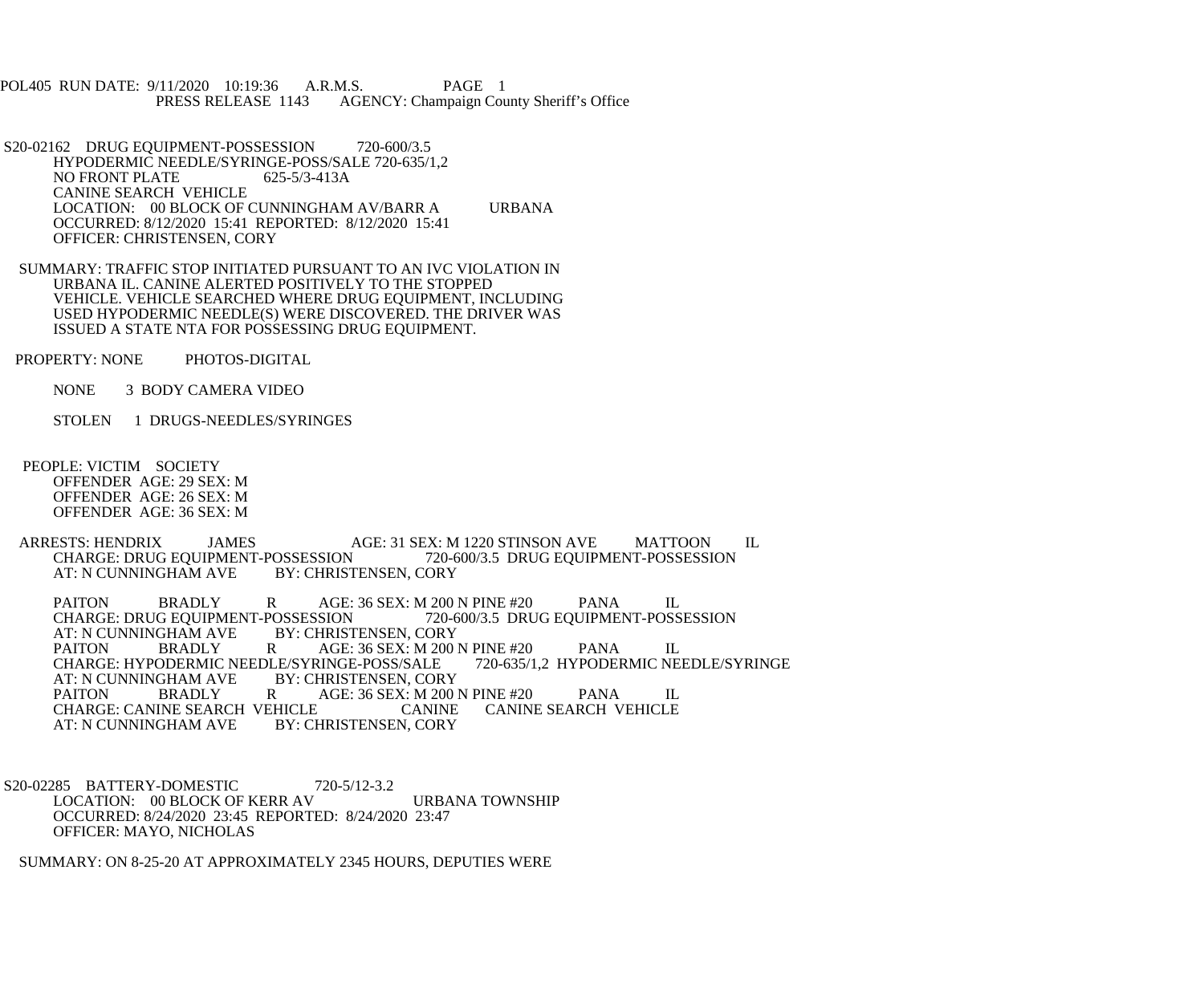POL405 RUN DATE: 9/11/2020 10:19:36 A.R.M.S. PAGE 1
PRESS RELEASE 1143 AGENCY: Champaign County Sheriff's Office

S20-02162 DRUG EQUIPMENT-POSSESSION 720-600/3.5
HYPODERMIC NEEDLE/SYRINGE-POSS/SALE 720-635/1,2
NO FRONT PLATE 625-5/3-413A
CANINE SEARCH VEHICLE
LOCATION: 00 BLOCK OF CUNNINGHAM AV/BARR A URBANA
OCCURRED: 8/12/2020 15:41 REPORTED: 8/12/2020 15:41
OFFICER: CHRISTENSEN, CORY

SUMMARY: TRAFFIC STOP INITIATED PURSUANT TO AN IVC VIOLATION IN URBANA IL. CANINE ALERTED POSITIVELY TO THE STOPPED VEHICLE. VEHICLE SEARCHED WHERE DRUG EQUIPMENT, INCLUDING USED HYPODERMIC NEEDLE(S) WERE DISCOVERED. THE DRIVER WAS ISSUED A STATE NTA FOR POSSESSING DRUG EQUIPMENT.

PROPERTY: NONE PHOTOS-DIGITAL

NONE 3 BODY CAMERA VIDEO

STOLEN 1 DRUGS-NEEDLES/SYRINGES

PEOPLE: VICTIM SOCIETY
OFFENDER AGE: 29 SEX: M
OFFENDER AGE: 26 SEX: M
OFFENDER AGE: 36 SEX: M

ARRESTS: HENDRIX JAMES AGE: 31 SEX: M 1220 STINSON AVE MATTOON IL
CHARGE: DRUG EQUIPMENT-POSSESSION 720-600/3.5 DRUG EQUIPMENT-POSSESSION
AT: N CUNNINGHAM AVE BY: CHRISTENSEN, CORY

PAITON BRADLY R AGE: 36 SEX: M 200 N PINE #20 PANA IL
CHARGE: DRUG EQUIPMENT-POSSESSION 720-600/3.5 DRUG EQUIPMENT-POSSESSION
AT: N CUNNINGHAM AVE BY: CHRISTENSEN, CORY
PAITON BRADLY R AGE: 36 SEX: M 200 N PINE #20 PANA IL
CHARGE: HYPODERMIC NEEDLE/SYRINGE-POSS/SALE 720-635/1,2 HYPODERMIC NEEDLE/SYRINGE
AT: N CUNNINGHAM AVE BY: CHRISTENSEN, CORY
PAITON BRADLY R AGE: 36 SEX: M 200 N PINE #20 PANA IL
CHARGE: CANINE SEARCH VEHICLE CANINE CANINE SEARCH VEHICLE
AT: N CUNNINGHAM AVE BY: CHRISTENSEN, CORY

S20-02285 BATTERY-DOMESTIC 720-5/12-3.2
LOCATION: 00 BLOCK OF KERR AV URBANA TOWNSHIP
OCCURRED: 8/24/2020 23:45 REPORTED: 8/24/2020 23:47
OFFICER: MAYO, NICHOLAS

SUMMARY: ON 8-25-20 AT APPROXIMATELY 2345 HOURS, DEPUTIES WERE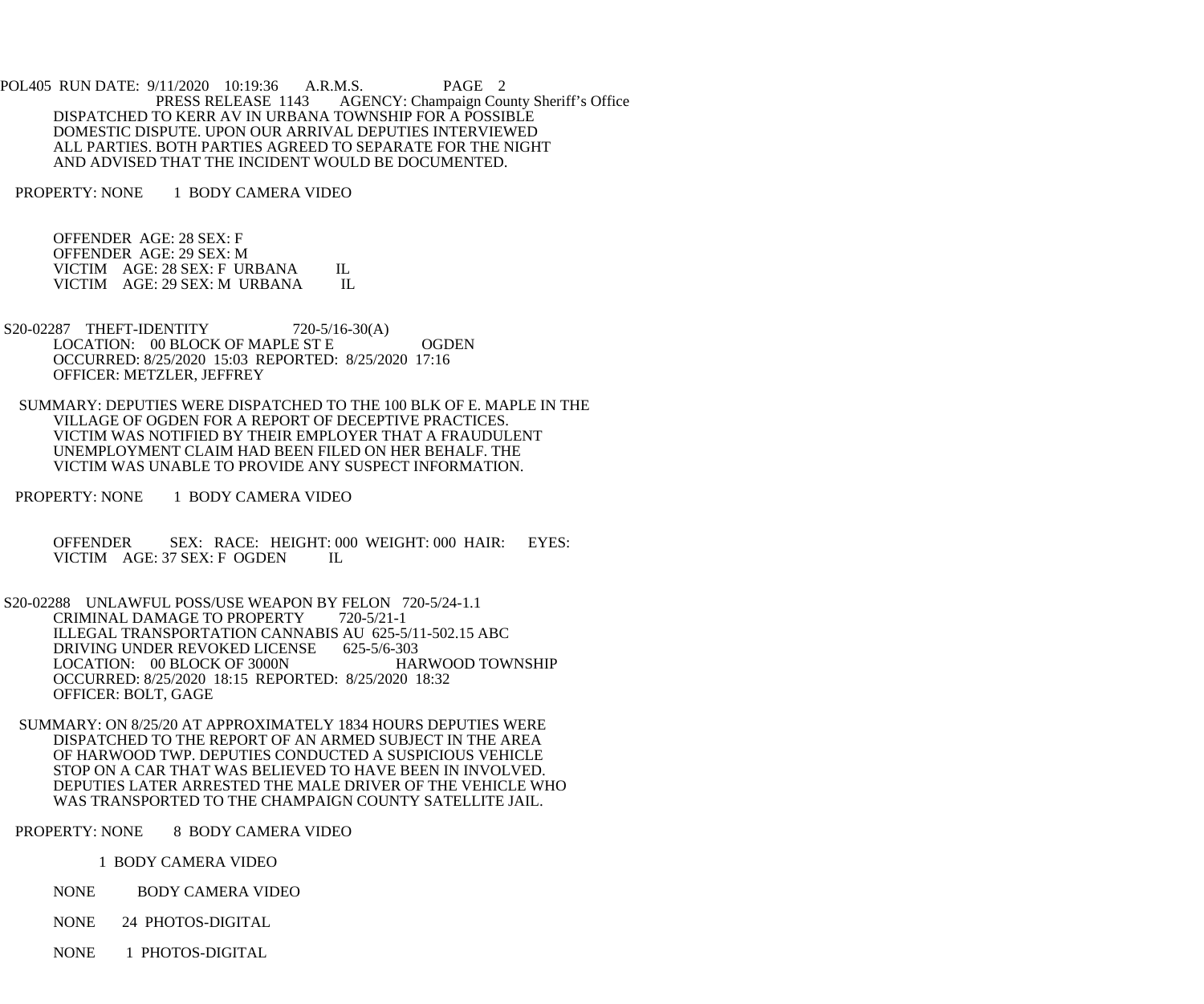DISPATCHED TO KERR AV IN URBANA TOWNSHIP FOR A POSSIBLE DOMESTIC DISPUTE. UPON OUR ARRIVAL DEPUTIES INTERVIEWED ALL PARTIES. BOTH PARTIES AGREED TO SEPARATE FOR THE NIGHT AND ADVISED THAT THE INCIDENT WOULD BE DOCUMENTED.

PROPERTY: NONE 1 BODY CAMERA VIDEO

OFFENDER AGE: 28 SEX: F
OFFENDER AGE: 29 SEX: M
VICTIM AGE: 28 SEX: F URBANA IL
VICTIM AGE: 29 SEX: M URBANA IL

S20-02287 THEFT-IDENTITY 720-5/16-30(A)
LOCATION: 00 BLOCK OF MAPLE ST E OGDEN
OCCURRED: 8/25/2020 15:03 REPORTED: 8/25/2020 17:16
OFFICER: METZLER, JEFFREY

SUMMARY: DEPUTIES WERE DISPATCHED TO THE 100 BLK OF E. MAPLE IN THE VILLAGE OF OGDEN FOR A REPORT OF DECEPTIVE PRACTICES. VICTIM WAS NOTIFIED BY THEIR EMPLOYER THAT A FRAUDULENT UNEMPLOYMENT CLAIM HAD BEEN FILED ON HER BEHALF. THE VICTIM WAS UNABLE TO PROVIDE ANY SUSPECT INFORMATION.

PROPERTY: NONE 1 BODY CAMERA VIDEO

OFFENDER SEX: RACE: HEIGHT: 000 WEIGHT: 000 HAIR: EYES:
VICTIM AGE: 37 SEX: F OGDEN IL

S20-02288 UNLAWFUL POSS/USE WEAPON BY FELON 720-5/24-1.1
CRIMINAL DAMAGE TO PROPERTY 720-5/21-1
ILLEGAL TRANSPORTATION CANNABIS AU 625-5/11-502.15 ABC
DRIVING UNDER REVOKED LICENSE 625-5/6-303
LOCATION: 00 BLOCK OF 3000N HARWOOD TOWNSHIP
OCCURRED: 8/25/2020 18:15 REPORTED: 8/25/2020 18:32
OFFICER: BOLT, GAGE

SUMMARY: ON 8/25/20 AT APPROXIMATELY 1834 HOURS DEPUTIES WERE DISPATCHED TO THE REPORT OF AN ARMED SUBJECT IN THE AREA OF HARWOOD TWP. DEPUTIES CONDUCTED A SUSPICIOUS VEHICLE STOP ON A CAR THAT WAS BELIEVED TO HAVE BEEN IN INVOLVED. DEPUTIES LATER ARRESTED THE MALE DRIVER OF THE VEHICLE WHO WAS TRANSPORTED TO THE CHAMPAIGN COUNTY SATELLITE JAIL.

PROPERTY: NONE 8 BODY CAMERA VIDEO

1 BODY CAMERA VIDEO

NONE BODY CAMERA VIDEO

NONE 24 PHOTOS-DIGITAL

NONE 1 PHOTOS-DIGITAL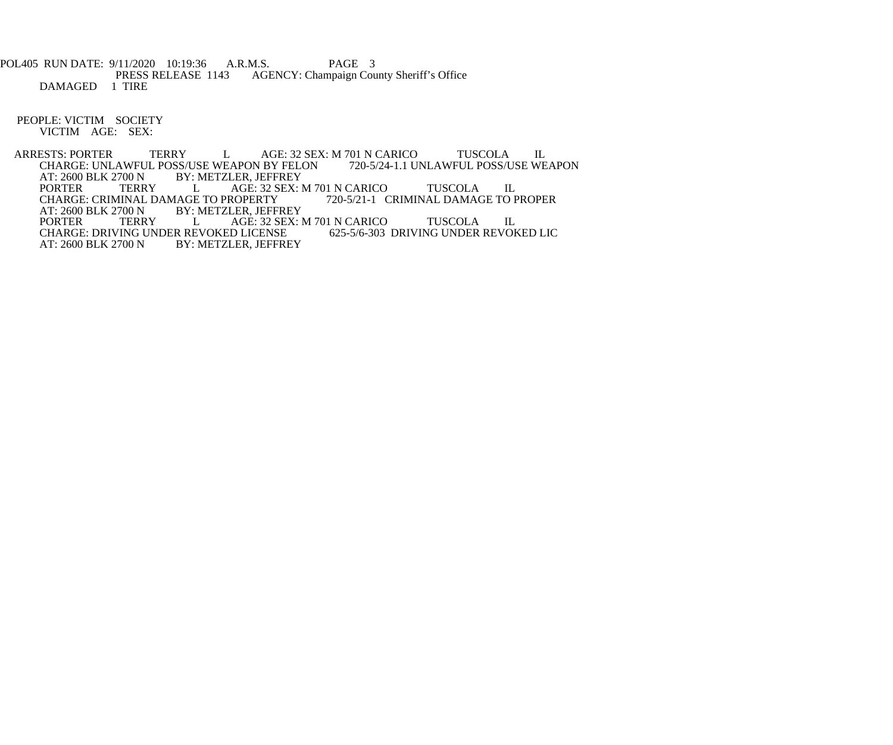DAMAGED 1 TIRE

PEOPLE: VICTIM SOCIETY
VICTIM AGE: SEX:

ARRESTS: PORTER TERRY L AGE: 32 SEX: M 701 N CARICO TUSCOLA IL
CHARGE: UNLAWFUL POSS/USE WEAPON BY FELON 720-5/24-1.1 UNLAWFUL POSS/USE WEAPON
AT: 2600 BLK 2700 N BY: METZLER, JEFFREY
PORTER TERRY L AGE: 32 SEX: M 701 N CARICO TUSCOLA IL
CHARGE: CRIMINAL DAMAGE TO PROPERTY 720-5/21-1 CRIMINAL DAMAGE TO PROPER
AT: 2600 BLK 2700 N BY: METZLER, JEFFREY
PORTER TERRY L AGE: 32 SEX: M 701 N CARICO TUSCOLA IL
CHARGE: DRIVING UNDER REVOKED LICENSE 625-5/6-303 DRIVING UNDER REVOKED LIC
AT: 2600 BLK 2700 N BY: METZLER, JEFFREY